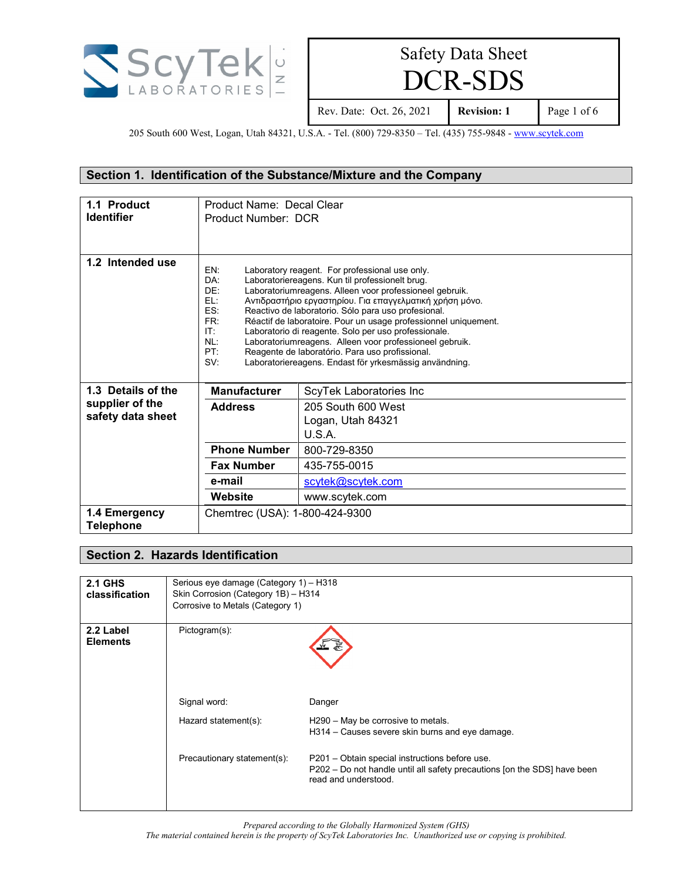ScyTek LABORATORIES INC.

# Safety Data Sheet
# DCR-SDS

| Rev. Date: Oct. 26, 2021 | Revision: 1 |
|---|---|

205 South 600 West, Logan, Utah 84321, U.S.A. - Tel. (800) 729-8350 – Tel. (435) 755-9848 - www.scytek.com

## Section 1. Identification of the Substance/Mixture and the Company

| | |
|---|---|
| **1.1 Product Identifier** | Product Name: Decal Clear<br>Product Number: DCR |
| **1.2 Intended use** | EN: Laboratory reagent. For professional use only.<br>DA: Laboratoriereagens. Kun til professionelt brug.<br>DE: Laboratoriumreagens. Alleen voor professioneel gebruik.<br>EL: Αντιδραστήριο εργαστηρίου. Για επαγγελματική χρήση μόνο.<br>ES: Reactivo de laboratorio. Sólo para uso profesional.<br>FR: Réactif de laboratoire. Pour un usage professionnel uniquement.<br>IT: Laboratorio di reagente. Solo per uso professionale.<br>NL: Laboratoriumreagens. Alleen voor professioneel gebruik.<br>PT: Reagente de laboratório. Para uso profissional.<br>SV: Laboratoriereagens. Endast för yrkesmässig användning. |
| **1.3 Details of the supplier of the safety data sheet** | **Manufacturer**: ScyTek Laboratories Inc<br>**Address**: 205 South 600 West, Logan, Utah 84321, U.S.A.<br>**Phone Number**: 800-729-8350<br>**Fax Number**: 435-755-0015<br>**e-mail**: scytek@scytek.com<br>**Website**: www.scytek.com |
| **1.4 Emergency Telephone** | Chemtrec (USA): 1-800-424-9300 |

## Section 2. Hazards Identification

| | |
|---|---|
| **2.1 GHS classification** | Serious eye damage (Category 1) – H318<br>Skin Corrosion (Category 1B) – H314<br>Corrosive to Metals (Category 1) |
| **2.2 Label Elements** | Pictogram(s):<br><br>Signal word: Danger<br><br>Hazard statement(s):<br>H290 – May be corrosive to metals.<br>H314 – Causes severe skin burns and eye damage.<br><br>Precautionary statement(s):<br>P201 – Obtain special instructions before use.<br>P202 – Do not handle until all safety precautions [on the SDS] have been read and understood. |

*Prepared according to the Globally Harmonized System (GHS)*
*The material contained herein is the property of ScyTek Laboratories Inc. Unauthorized use or copying is prohibited.*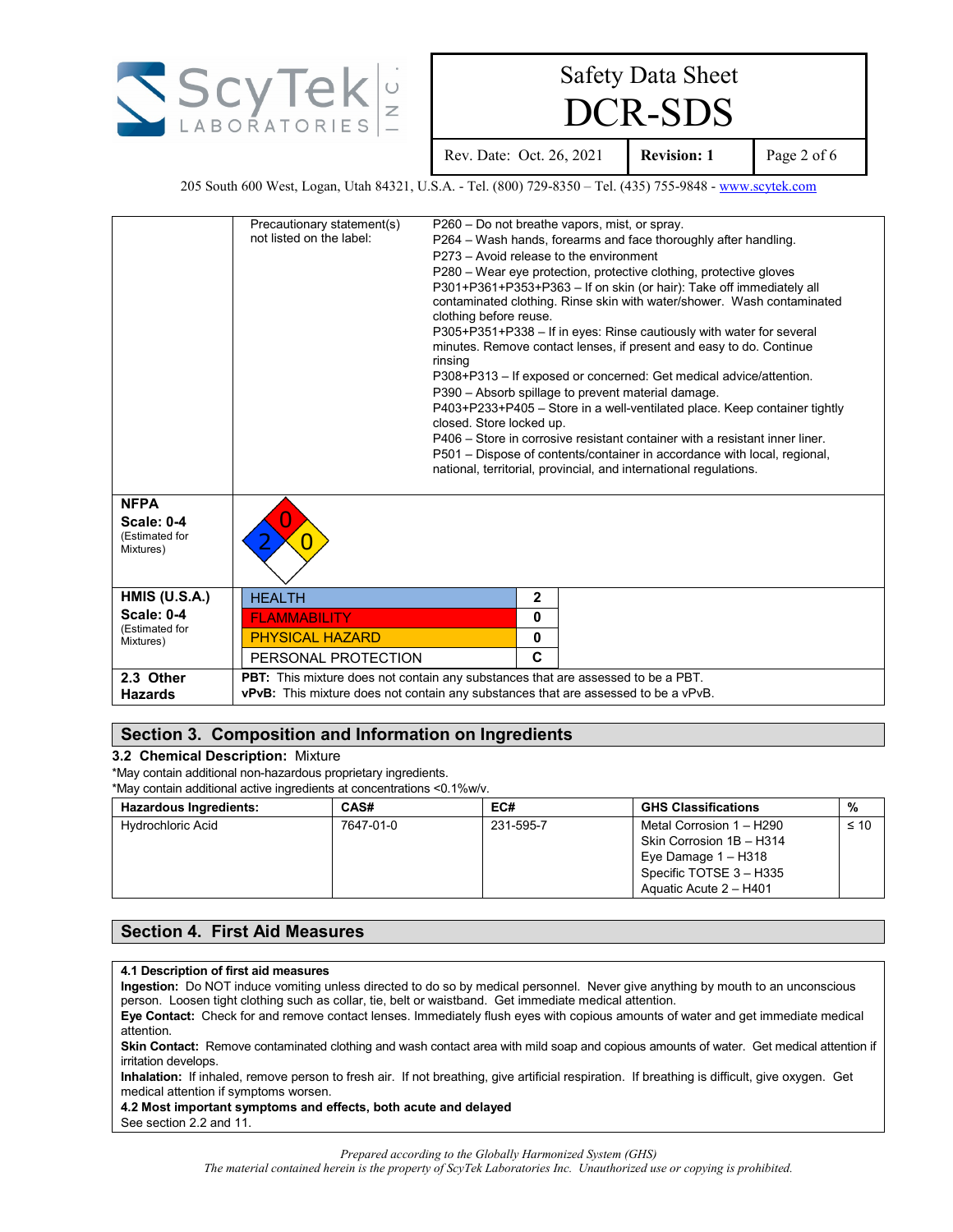| | | |
|---|---|---|
| | Precautionary statement(s) not listed on the label: | P260 – Do not breathe vapors, mist, or spray.<br>P264 – Wash hands, forearms and face thoroughly after handling.<br>P273 – Avoid release to the environment<br>P280 – Wear eye protection, protective clothing, protective gloves<br>P301+P361+P353+P363 – If on skin (or hair): Take off immediately all contaminated clothing. Rinse skin with water/shower. Wash contaminated clothing before reuse.<br>P305+P351+P338 – If in eyes: Rinse cautiously with water for several minutes. Remove contact lenses, if present and easy to do. Continue rinsing<br>P308+P313 – If exposed or concerned: Get medical advice/attention.<br>P390 – Absorb spillage to prevent material damage.<br>P403+P233+P405 – Store in a well-ventilated place. Keep container tightly closed. Store locked up.<br>P406 – Store in corrosive resistant container with a resistant inner liner.<br>P501 – Dispose of contents/container in accordance with local, regional, national, territorial, provincial, and international regulations. |
| **NFPA Scale: 0-4** (Estimated for Mixtures) | Health: 2, Flammability: 0, Reactivity: 0 | |
| **HMIS (U.S.A.) Scale: 0-4** (Estimated for Mixtures) | HEALTH: 2<br>FLAMMABILITY: 0<br>PHYSICAL HAZARD: 0<br>PERSONAL PROTECTION: C | |
| **2.3 Other Hazards** | **PBT:** This mixture does not contain any substances that are assessed to be a PBT.<br>**vPvB:** This mixture does not contain any substances that are assessed to be a vPvB. | |

## Section 3. Composition and Information on Ingredients

**3.2 Chemical Description:** Mixture

*May contain additional non-hazardous proprietary ingredients.
*May contain additional active ingredients at concentrations <0.1%w/v.

| Hazardous Ingredients: | CAS# | EC# | GHS Classifications | % |
|---|---|---|---|---|
| Hydrochloric Acid | 7647-01-0 | 231-595-7 | Metal Corrosion 1 – H290<br>Skin Corrosion 1B – H314<br>Eye Damage 1 – H318<br>Specific TOTSE 3 – H335<br>Aquatic Acute 2 – H401 | ≤ 10 |

## Section 4. First Aid Measures

**4.1 Description of first aid measures**

**Ingestion:** Do NOT induce vomiting unless directed to do so by medical personnel. Never give anything by mouth to an unconscious person. Loosen tight clothing such as collar, tie, belt or waistband. Get immediate medical attention.

**Eye Contact:** Check for and remove contact lenses. Immediately flush eyes with copious amounts of water and get immediate medical attention.

**Skin Contact:** Remove contaminated clothing and wash contact area with mild soap and copious amounts of water. Get medical attention if irritation develops.

**Inhalation:** If inhaled, remove person to fresh air. If not breathing, give artificial respiration. If breathing is difficult, give oxygen. Get medical attention if symptoms worsen.

**4.2 Most important symptoms and effects, both acute and delayed**

See section 2.2 and 11.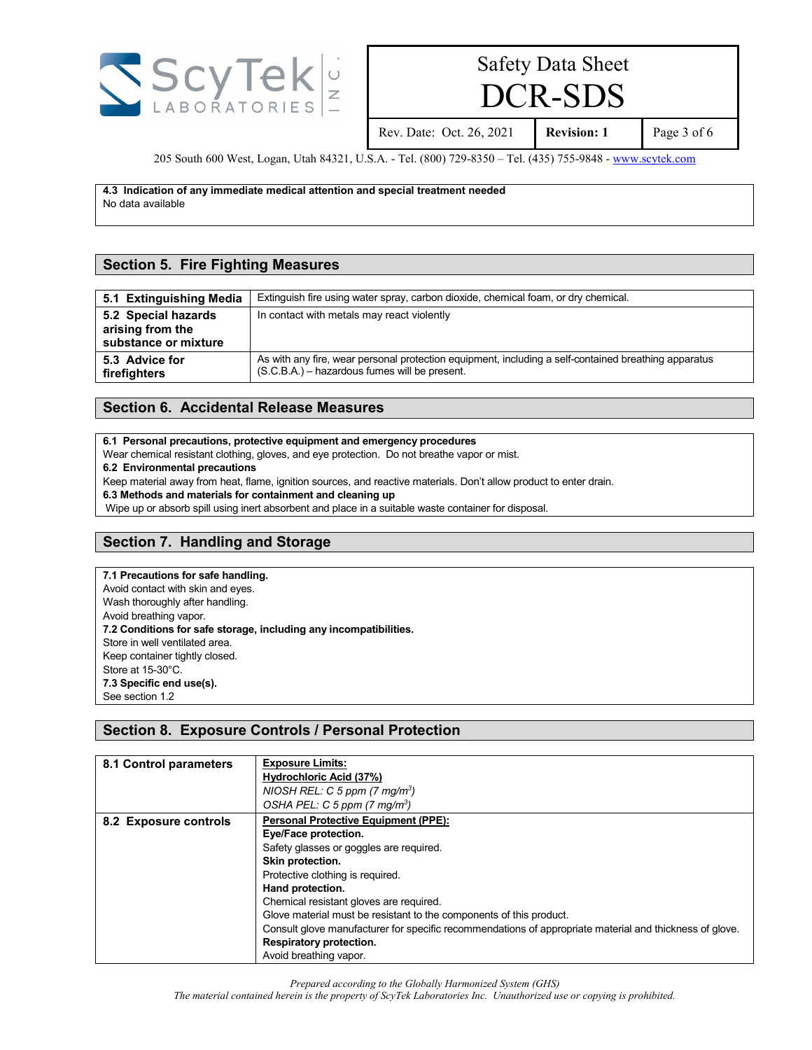**4.3 Indication of any immediate medical attention and special treatment needed**
No data available

## Section 5. Fire Fighting Measures

| | |
|---|---|
| **5.1 Extinguishing Media** | Extinguish fire using water spray, carbon dioxide, chemical foam, or dry chemical. |
| **5.2 Special hazards arising from the substance or mixture** | In contact with metals may react violently |
| **5.3 Advice for firefighters** | As with any fire, wear personal protection equipment, including a self-contained breathing apparatus (S.C.B.A.) – hazardous fumes will be present. |

## Section 6. Accidental Release Measures

**6.1 Personal precautions, protective equipment and emergency procedures**
Wear chemical resistant clothing, gloves, and eye protection. Do not breathe vapor or mist.
**6.2 Environmental precautions**
Keep material away from heat, flame, ignition sources, and reactive materials. Don't allow product to enter drain.
**6.3 Methods and materials for containment and cleaning up**
Wipe up or absorb spill using inert absorbent and place in a suitable waste container for disposal.

## Section 7. Handling and Storage

**7.1 Precautions for safe handling.**
Avoid contact with skin and eyes.
Wash thoroughly after handling.
Avoid breathing vapor.
**7.2 Conditions for safe storage, including any incompatibilities.**
Store in well ventilated area.
Keep container tightly closed.
Store at 15-30°C.
**7.3 Specific end use(s).**
See section 1.2

## Section 8. Exposure Controls / Personal Protection

| | |
|---|---|
| **8.1 Control parameters** | **Exposure Limits:**<br>**Hydrochloric Acid (37%)**<br>*NIOSH REL: C 5 ppm (7 mg/m$^3$)*<br>*OSHA PEL: C 5 ppm (7 mg/m$^3$)* |
| **8.2 Exposure controls** | **Personal Protective Equipment (PPE):**<br>**Eye/Face protection.**<br>Safety glasses or goggles are required.<br>**Skin protection.**<br>Protective clothing is required.<br>**Hand protection.**<br>Chemical resistant gloves are required.<br>Glove material must be resistant to the components of this product.<br>Consult glove manufacturer for specific recommendations of appropriate material and thickness of glove.<br>**Respiratory protection.**<br>Avoid breathing vapor. |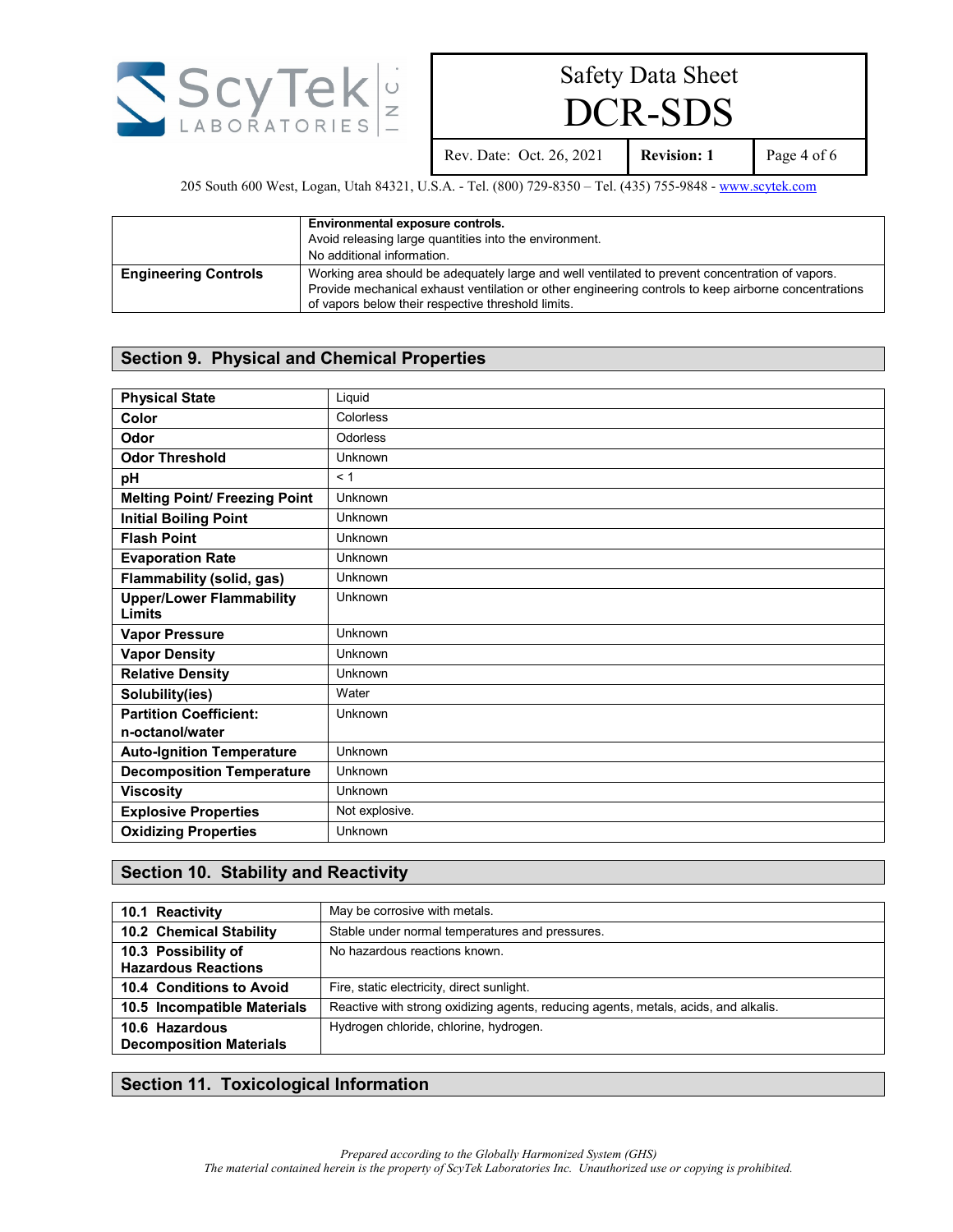| | |
|---|---|
| | **Environmental exposure controls.** Avoid releasing large quantities into the environment. No additional information. |
| **Engineering Controls** | Working area should be adequately large and well ventilated to prevent concentration of vapors. Provide mechanical exhaust ventilation or other engineering controls to keep airborne concentrations of vapors below their respective threshold limits. |

## Section 9. Physical and Chemical Properties

| | |
|---|---|
| **Physical State** | Liquid |
| **Color** | Colorless |
| **Odor** | Odorless |
| **Odor Threshold** | Unknown |
| **pH** | < 1 |
| **Melting Point/ Freezing Point** | Unknown |
| **Initial Boiling Point** | Unknown |
| **Flash Point** | Unknown |
| **Evaporation Rate** | Unknown |
| **Flammability (solid, gas)** | Unknown |
| **Upper/Lower Flammability Limits** | Unknown |
| **Vapor Pressure** | Unknown |
| **Vapor Density** | Unknown |
| **Relative Density** | Unknown |
| **Solubility(ies)** | Water |
| **Partition Coefficient: n-octanol/water** | Unknown |
| **Auto-Ignition Temperature** | Unknown |
| **Decomposition Temperature** | Unknown |
| **Viscosity** | Unknown |
| **Explosive Properties** | Not explosive. |
| **Oxidizing Properties** | Unknown |

## Section 10. Stability and Reactivity

| | |
|---|---|
| **10.1 Reactivity** | May be corrosive with metals. |
| **10.2 Chemical Stability** | Stable under normal temperatures and pressures. |
| **10.3 Possibility of Hazardous Reactions** | No hazardous reactions known. |
| **10.4 Conditions to Avoid** | Fire, static electricity, direct sunlight. |
| **10.5 Incompatible Materials** | Reactive with strong oxidizing agents, reducing agents, metals, acids, and alkalis. |
| **10.6 Hazardous Decomposition Materials** | Hydrogen chloride, chlorine, hydrogen. |

## Section 11. Toxicological Information

*Prepared according to the Globally Harmonized System (GHS)*
*The material contained herein is the property of ScyTek Laboratories Inc. Unauthorized use or copying is prohibited.*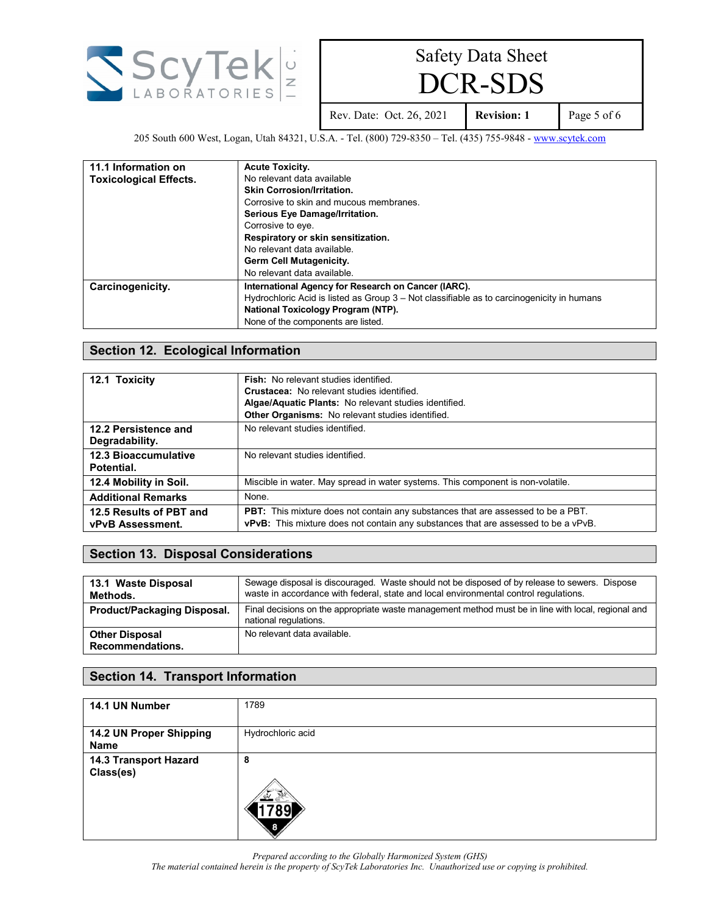| | |
|---|---|
| **11.1 Information on Toxicological Effects.** | **Acute Toxicity.**<br>No relevant data available<br>**Skin Corrosion/Irritation.**<br>Corrosive to skin and mucous membranes.<br>**Serious Eye Damage/Irritation.**<br>Corrosive to eye.<br>**Respiratory or skin sensitization.**<br>No relevant data available.<br>**Germ Cell Mutagenicity.**<br>No relevant data available. |
| **Carcinogenicity.** | **International Agency for Research on Cancer (IARC).**<br>Hydrochloric Acid is listed as Group 3 – Not classifiable as to carcinogenicity in humans<br>**National Toxicology Program (NTP).**<br>None of the components are listed. |

## Section 12. Ecological Information

| | |
|---|---|
| **12.1 Toxicity** | **Fish:** No relevant studies identified.<br>**Crustacea:** No relevant studies identified.<br>**Algae/Aquatic Plants:** No relevant studies identified.<br>**Other Organisms:** No relevant studies identified. |
| **12.2 Persistence and Degradability.** | No relevant studies identified. |
| **12.3 Bioaccumulative Potential.** | No relevant studies identified. |
| **12.4 Mobility in Soil.** | Miscible in water. May spread in water systems. This component is non-volatile. |
| **Additional Remarks** | None. |
| **12.5 Results of PBT and vPvB Assessment.** | **PBT:** This mixture does not contain any substances that are assessed to be a PBT.<br>**vPvB:** This mixture does not contain any substances that are assessed to be a vPvB. |

## Section 13. Disposal Considerations

| | |
|---|---|
| **13.1 Waste Disposal Methods.** | Sewage disposal is discouraged. Waste should not be disposed of by release to sewers. Dispose waste in accordance with federal, state and local environmental control regulations. |
| **Product/Packaging Disposal.** | Final decisions on the appropriate waste management method must be in line with local, regional and national regulations. |
| **Other Disposal Recommendations.** | No relevant data available. |

## Section 14. Transport Information

| | |
|---|---|
| **14.1 UN Number** | 1789 |
| **14.2 UN Proper Shipping Name** | Hydrochloric acid |
| **14.3 Transport Hazard Class(es)** | **8**<br>1789<br>8 |

*Prepared according to the Globally Harmonized System (GHS)*
*The material contained herein is the property of ScyTek Laboratories Inc. Unauthorized use or copying is prohibited.*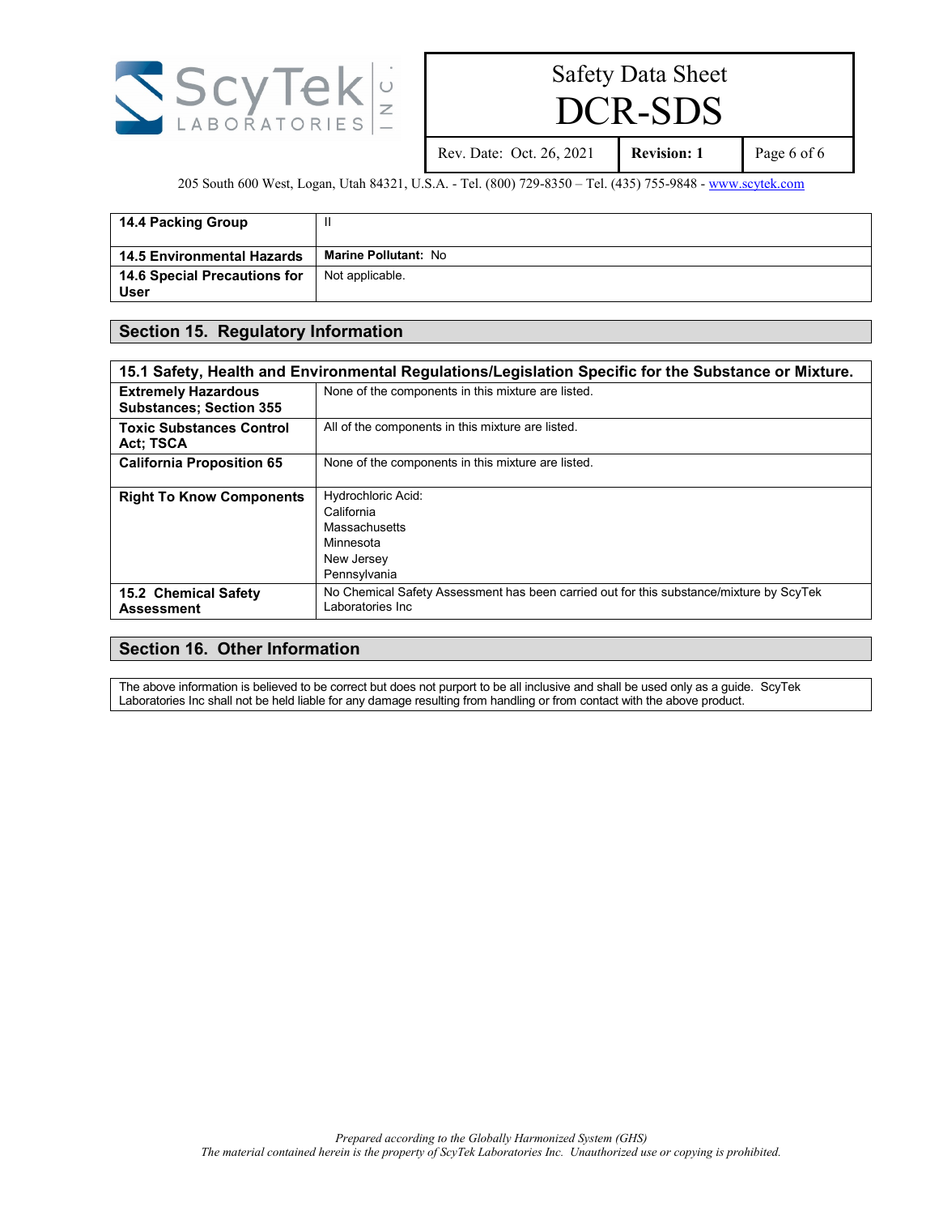| | |
|---|---|
| **14.4 Packing Group** | II |
| **14.5 Environmental Hazards** | **Marine Pollutant:** No |
| **14.6 Special Precautions for User** | Not applicable. |

## Section 15. Regulatory Information

| **15.1 Safety, Health and Environmental Regulations/Legislation Specific for the Substance or Mixture.** | |
|---|---|
| **Extremely Hazardous Substances; Section 355** | None of the components in this mixture are listed. |
| **Toxic Substances Control Act; TSCA** | All of the components in this mixture are listed. |
| **California Proposition 65** | None of the components in this mixture are listed. |
| **Right To Know Components** | Hydrochloric Acid:<br>California<br>Massachusetts<br>Minnesota<br>New Jersey<br>Pennsylvania |
| **15.2 Chemical Safety Assessment** | No Chemical Safety Assessment has been carried out for this substance/mixture by ScyTek Laboratories Inc |

## Section 16. Other Information

The above information is believed to be correct but does not purport to be all inclusive and shall be used only as a guide. ScyTek Laboratories Inc shall not be held liable for any damage resulting from handling or from contact with the above product.